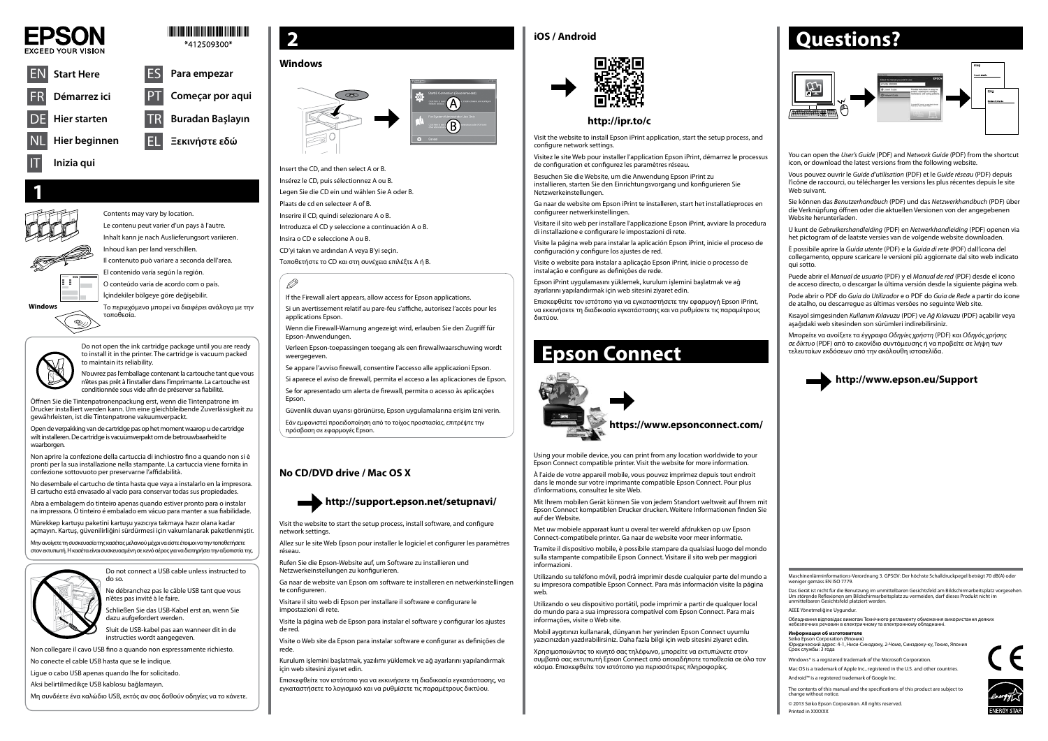# EPSON
EXCEED YOUR VISION

*412509300*

| | | | |
|---|---|---|---|
| EN | Start Here | ES | Para empezar |
| FR | Démarrez ici | PT | Começar por aqui |
| DE | Hier starten | TR | Buradan Başlayın |
| NL | Hier beginnen | EL | Ξεκινήστε εδώ |
| IT | Inizia qui | | |

## 1

Windows

Contents may vary by location.

Le contenu peut varier d'un pays à l'autre.

Inhalt kann je nach Auslieferungsort variieren.

Inhoud kan per land verschillen.

Il contenuto può variare a seconda dell'area.

El contenido varía según la región.

O conteúdo varia de acordo com o país.

İçindekiler bölgeye göre değişebilir.

Το περιεχόμενο μπορεί να διαφέρει ανάλογα με την τοποθεσία.

Do not open the ink cartridge package until you are ready to install it in the printer. The cartridge is vacuum packed to maintain its reliability.

N'ouvrez pas l'emballage contenant la cartouche tant que vous n'êtes pas prêt à l'installer dans l'imprimante. La cartouche est conditionnée sous vide afin de préserver sa fiabilité.

Öffnen Sie die Tintenpatronenpackung erst, wenn die Tintenpatrone im Drucker installiert werden kann. Um eine gleichbleibende Zuverlässigkeit zu gewährleisten, ist die Tintenpatrone vakuumverpackt.

Open de verpakking van de cartridge pas op het moment waarop u de cartridge wilt installeren. De cartridge is vacuümverpakt om de betrouwbaarheid te waarborgen.

Non aprire la confezione della cartuccia di inchiostro fino a quando non si è pronti per la sua installazione nella stampante. La cartuccia viene fornita in confezione sottovuoto per preservarne l'affidabilità.

No desembale el cartucho de tinta hasta que vaya a instalarlo en la impresora. El cartucho está envasado al vacío para conservar todas sus propiedades.

Abra a embalagem do tinteiro apenas quando estiver pronto para o instalar na impressora. O tinteiro é embalado em vácuo para manter a sua fiabilidade.

Mürekkep kartuşu paketini kartuşu yazıcıya takmaya hazır olana kadar açmayın. Kartuş, güvenilirliğini sürdürmesi için vakumlanarak paketlenmiştir.

Μην ανοίγετε τη συσκευασία της κασέτας μελανιού μέχρι να είστε έτοιμοι να την τοποθετήσετε στον εκτυπωτή. Η κασέτα είναι συσκευασμένη σε κενό αέρος για να διατηρήσει την αξιοπιστία της.

Do not connect a USB cable unless instructed to do so.

Ne débranchez pas le câble USB tant que vous n'êtes pas invité à le faire.

Schließen Sie das USB-Kabel erst an, wenn Sie dazu aufgefordert werden.

Sluit de USB-kabel pas aan wanneer dit in de instructies wordt aangegeven.

Non collegare il cavo USB fino a quando non espressamente richiesto.

No conecte el cable USB hasta que se le indique.

Ligue o cabo USB apenas quando lhe for solicitado.

Aksi belirtilmedikçe USB kablosu bağlamayın.

Μη συνδέετε ένα καλώδιο USB, εκτός αν σας δοθούν οδηγίες να το κάνετε.

## 2

### Windows

A
B

Insert the CD, and then select A or B.

Insérez le CD, puis sélectionnez A ou B.

Legen Sie die CD ein und wählen Sie A oder B.

Plaats de cd en selecteer A of B.

Inserire il CD, quindi selezionare A o B.

Introduzca el CD y seleccione a continuación A o B.

Insira o CD e seleccione A ou B.

CD'yi takın ve ardından A veya B'yi seçin.

Τοποθετήστε το CD και στη συνέχεια επιλέξτε A ή B.

If the Firewall alert appears, allow access for Epson applications.

Si un avertissement relatif au pare-feu s'affiche, autorisez l'accès pour les applications Epson.

Wenn die Firewall-Warnung angezeigt wird, erlauben Sie den Zugriff für Epson-Anwendungen.

Verleen Epson-toepassingen toegang als een firewallwaarschuwing wordt weergegeven.

Se appare l'avviso firewall, consentire l'accesso alle applicazioni Epson.

Si aparece el aviso de firewall, permita el acceso a las aplicaciones de Epson.

Se for apresentado um alerta de firewall, permita o acesso às aplicações Epson.

Güvenlik duvarı uyarısı görünürse, Epson uygulamalarına erişim izni verin.

Εάν εμφανιστεί προειδοποίηση από το τοίχος προστασίας, επιτρέψτε την πρόσβαση σε εφαρμογές Epson.

### No CD/DVD drive / Mac OS X

**http://support.epson.net/setupnavi/**

Visit the website to start the setup process, install software, and configure network settings.

Allez sur le site Web Epson pour installer le logiciel et configurer les paramètres réseau.

Rufen Sie die Epson-Website auf, um Software zu installieren und Netzwerkeinstellungen zu konfigurieren.

Ga naar de website van Epson om software te installeren en netwerkinstellingen te configureren.

Visitare il sito web di Epson per installare il software e configurare le impostazioni di rete.

Visite la página web de Epson para instalar el software y configurar los ajustes de red.

Visite o Web site da Epson para instalar software e configurar as definições de rede.

Kurulum işlemini başlatmak, yazılımı yüklemek ve ağ ayarlarını yapılandırmak için web sitesini ziyaret edin.

Επισκεφθείτε τον ιστότοπο για να εκκινήσετε τη διαδικασία εγκατάστασης, να εγκαταστήσετε το λογισμικό και να ρυθμίσετε τις παραμέτρους δικτύου.

### iOS / Android

**http://ipr.to/c**

Visit the website to install Epson iPrint application, start the setup process, and configure network settings.

Visitez le site Web pour installer l'application Epson iPrint, démarrez le processus de configuration et configurez les paramètres réseau.

Besuchen Sie die Website, um die Anwendung Epson iPrint zu installieren, starten Sie den Einrichtungsvorgang und konfigurieren Sie Netzwerkeinstellungen.

Ga naar de website om Epson iPrint te installeren, start het installatieproces en configureer netwerkinstellingen.

Visitare il sito web per installare l'applicazione Epson iPrint, avviare la procedura di installazione e configurare le impostazioni di rete.

Visite la página web para instalar la aplicación Epson iPrint, inicie el proceso de configuración y configure los ajustes de red.

Visite o website para instalar a aplicação Epson iPrint, inicie o processo de instalação e configure as definições de rede.

Epson iPrint uygulamasını yüklemek, kurulum işlemini başlatmak ve ağ ayarlarını yapılandırmak için web sitesini ziyaret edin.

Επισκεφθείτε τον ιστότοπο για να εγκαταστήσετε την εφαρμογή Epson iPrint, να εκκινήσετε τη διαδικασία εγκατάστασης και να ρυθμίσετε τις παραμέτρους δικτύου.

## Epson Connect

**https://www.epsonconnect.com/**

Using your mobile device, you can print from any location worldwide to your Epson Connect compatible printer. Visit the website for more information.

À l'aide de votre appareil mobile, vous pouvez imprimez depuis tout endroit dans le monde sur votre imprimante compatible Epson Connect. Pour plus d'informations, consultez le site Web.

Mit Ihrem mobilen Gerät können Sie von jedem Standort weltweit auf Ihrem mit Epson Connect kompatiblen Drucker drucken. Weitere Informationen finden Sie auf der Website.

Met uw mobiele apparaat kunt u overal ter wereld afdrukken op uw Epson Connect-compatibele printer. Ga naar de website voor meer informatie.

Tramite il dispositivo mobile, è possibile stampare da qualsiasi luogo del mondo sulla stampante compatibile Epson Connect. Visitare il sito web per maggiori informazioni.

Utilizando su teléfono móvil, podrá imprimir desde cualquier parte del mundo a su impresora compatible Epson Connect. Para más información visite la página web.

Utilizando o seu dispositivo portátil, pode imprimir a partir de qualquer local do mundo para a sua impressora compatível com Epson Connect. Para mais informações, visite o Web site.

Mobil aygıtınızı kullanarak, dünyanın her yerinden Epson Connect uyumlu yazıcınızdan yazdırabilirsiniz. Daha fazla bilgi için web sitesini ziyaret edin.

Χρησιμοποιώντας το κινητό σας τηλέφωνο, μπορείτε να εκτυπώνετε στον συμβατό σας εκτυπωτή Epson Connect από οποιοδήποτε τοποθεσία σε όλο τον κόσμο. Επισκεφθείτε τον ιστότοπο για περισσότερες πληροφορίες.

## Questions?

You can open the *User's Guide* (PDF) and *Network Guide* (PDF) from the shortcut icon, or download the latest versions from the following website.

Vous pouvez ouvrir le *Guide d'utilisation* (PDF) et le *Guide réseau* (PDF) depuis l'icône de raccourci, ou télécharger les versions les plus récentes depuis le site Web suivant.

Sie können das *Benutzerhandbuch* (PDF) und das *Netzwerkhandbuch* (PDF) über die Verknüpfung öffnen oder die aktuellen Versionen von der angegebenen Website herunterladen.

U kunt de *Gebruikershandleiding* (PDF) en *Netwerkhandleiding* (PDF) openen via het pictogram of de laatste versies van de volgende website downloaden.

È possibile aprire la *Guida utente* (PDF) e la *Guida di rete* (PDF) dall'icona del collegamento, oppure scaricare le versioni più aggiornate dal sito web indicato qui sotto.

Puede abrir el *Manual de usuario* (PDF) y el *Manual de red* (PDF) desde el icono de acceso directo, o descargar la última versión desde la siguiente página web.

Pode abrir o PDF do *Guia do Utilizador* e o PDF do *Guia de Rede* a partir do ícone de atalho, ou descarregue as últimas versões no seguinte Web site.

Kısayol simgesinden *Kullanım Kılavuzu* (PDF) ve *Ağ Kılavuzu* (PDF) açabilir veya aşağıdaki web sitesinden son sürümleri indirebilirsiniz.

Μπορείτε να ανοίξετε τα έγγραφα *Οδηγίες χρήστη* (PDF) και *Οδηγός χρήσης σε δίκτυο* (PDF) από το εικονίδιο συντόμευσης ή να προβείτε σε λήψη των τελευταίων εκδόσεων από την ακόλουθη ιστοσελίδα.

**http://www.epson.eu/Support**

Maschinenlärminformations-Verordnung 3. GPSGV: Der höchste Schalldruckpegel beträgt 70 dB(A) oder weniger gemäss EN ISO 7779.

Das Gerät ist nicht für die Benutzung im unmittelbaren Gesichtsfeld am Bildschirmarbeitsplatz vorgesehen. Um störende Reflexionen am Bildschirmarbeitsplatz zu vermeiden, darf dieses Produkt nicht im unmittelbaren Gesichtsfeld platziert werden.

AEEE Yönetmeliğine Uygundur.

Обладнання відповідає вимогам Технічного регламенту обмеження використання деяких небезпечних речовин в електричному та електронному обладнанні.

**Информация об изготовителе**
Seiko Epson Corporation (Япония)
Юридический адрес: 4-1, Ниси-Синздюку, 2-Чоме, Синздюку-ку, Токио, Япония
Срок службы: 3 года

Windows® is a registered trademark of the Microsoft Corporation.

Mac OS is a trademark of Apple Inc., registered in the U.S. and other countries.

Android™ is a registered trademark of Google Inc.

The contents of this manual and the specifications of this product are subject to change without notice.

© 2013 Seiko Epson Corporation. All rights reserved.

Printed in XXXXXX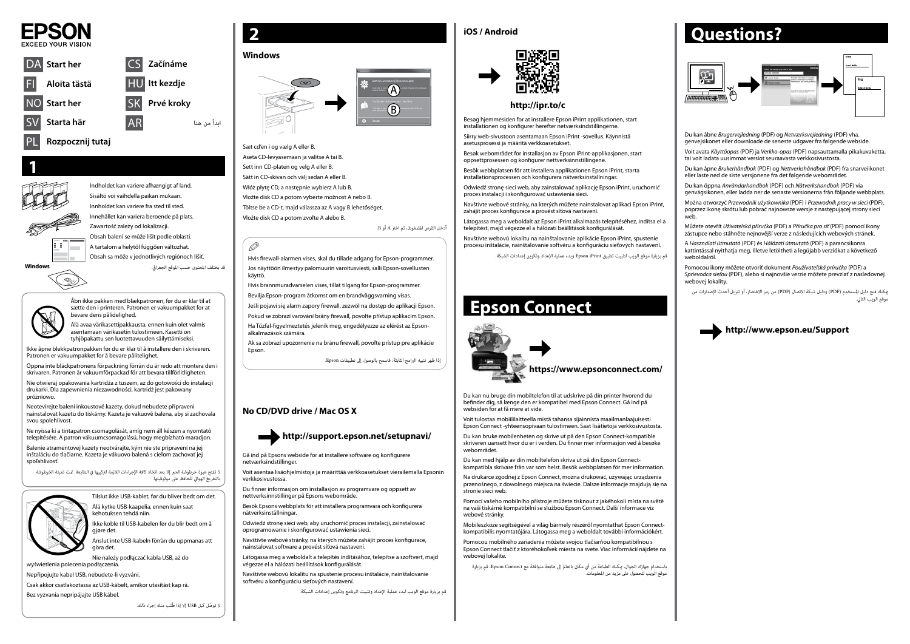# EPSON

EXCEED YOUR VISION

| | | | |
|---|---|---|---|
| DA | Start her | CS | Začínáme |
| FI | Aloita tästä | HU | Itt kezdje |
| NO | Start her | SK | Prvé kroky |
| SV | Starta här | AR | ابدأ من هنا |
| PL | Rozpocznij tutaj | | |

## 1

Indholdet kan variere afhængigt af land.

Sisältö voi vaihdella paikan mukaan.

Innholdet kan variere fra sted til sted.

Innehållet kan variera beroende på plats.

Zawartość zależy od lokalizacji.

Obsah balení se může lišit podle oblasti.

A tartalom a helytől függően változhat.

Obsah sa môže v jednotlivých regiónoch líšiť.

قد يختلف المحتوى حسب الموقع الجغرافي.

Windows

Åbn ikke pakken med blækpatronen, før du er klar til at sætte den i printeren. Patronen er vakuumpakket for at bevare dens pålidelighed.

Älä avaa värikasettipakkausta, ennen kuin olet valmis asentamaan värikasetin tulostimeen. Kasetti on tyhjöpakattu sen luotettavuuden säilyttämiseksi.

Ikke åpne blekkpatronpakken før du er klar til å installere den i skriveren. Patronen er vakuumpakket for å bevare pålitelighet.

Öppna inte bläckpatronens förpackning förrän du är redo att montera den i skrivaren. Patronen är vakuumförpackad för att bevara tillförlitligheten.

Nie otwieraj opakowania kartridża z tuszem, aż do gotowości do instalacji drukarki. Dla zapewnienia niezawodności, kartridż jest pakowany próżniowo.

Neotevírejte balení inkoustové kazety, dokud nebudete připraveni nainstalovat kazetu do tiskárny. Kazeta je vakuově balena, aby si zachovala svou spolehlivost.

Ne nyissa ki a tintapatron csomagolását, amíg nem áll készen a nyomtató telepítésére. A patron vákuumcsomagolású, hogy megbízható maradjon.

Balenie atramentovej kazety neotvárajte, kým nie ste pripravení na jej inštaláciu do tlačiarne. Kazeta je vákuovo balená s cieľom zachovať jej spoľahlivosť.

لا تفتح عبوة خرطوشة الحبر إلا بعد اتخاذ كافة الإجراءات اللازمة لتركيبها في الطابعة. تمت تعبئة الخرطوشة بالتفريغ الهوائي للحفاظ على موثوقيتها.

Tilslut ikke USB-kablet, før du bliver bedt om det.

Älä kytke USB-kaapelia, ennen kuin saat kehotuksen tehdä niin.

Ikke koble til USB-kabelen før du blir bedt om å gjøre det.

Anslut inte USB-kabeln förrän du uppmanas att göra det.

Nie należy podłączać kabla USB, aż do wyświetlenia polecenia podłączenia.

Nepřipojujte kabel USB, nebudete-li vyzváni.

Csak akkor csatlakoztassa az USB-kábelt, amikor utasítást kap rá.

Bez vyzvania nepripájajte USB kábel.

لا توصّل كبل USB إلا إذا طُلب منك إجراء ذلك.

## 2

### Windows

Sæt cd'en i og vælg A eller B.

Aseta CD-levysasemaan ja valitse A tai B.

Sett inn CD-platen og velg A eller B.

Sätt in CD-skivan och välj sedan A eller B.

Włóż płytę CD, a następnie wybierz A lub B.

Vložte disk CD a potom vyberte možnost A nebo B.

Töltse be a CD-t, majd válassza az A vagy B lehetőséget.

Vložte disk CD a potom zvoľte A alebo B.

أدخل القرص المضغوط، ثم اختر A أو B.

Hvis firewall-alarmen vises, skal du tillade adgang for Epson-programmer.

Jos näyttöön ilmestyy palomuurin varoitusviesti, salli Epson-sovellusten käyttö.

Hvis brannmuradvarselen vises, tillat tilgang for Epson-programmer.

Bevilja Epson-program åtkomst om en brandväggsvarning visas.

Jeśli pojawi się alarm zapory firewall, zezwól na dostęp do aplikacji Epson.

Pokud se zobrazí varování brány firewall, povolte přístup aplikacím Epson.

Ha Tűzfal-figyelmeztetés jelenik meg, engedélyezze az elérést az Epson-alkalmazások számára.

Ak sa zobrazí upozornenie na bránu firewall, povoľte prístup pre aplikácie Epson.

إذا ظهر تنبيه البرامج الثابتة، فاسمح بالوصول إلى تطبيقات Epson.

### No CD/DVD drive / Mac OS X

**http://support.epson.net/setupnavi/**

Gå ind på Epsons webside for at installere software og konfigurere netværksindstillinger.

Voit asentaa lisäohjelmistoja ja määrittää verkkoasetukset vierailemalla Epsonin verkkosivustossa.

Du finner informasjon om installasjon av programvare og oppsett av nettverksinnstillinger på Epsons webområde.

Besök Epsons webbplats för att installera programvara och konfigurera nätverksinställningar.

Odwiedź stronę sieci web, aby uruchomić proces instalacji, zainstalować oprogramowanie i skonfigurować ustawienia sieci.

Navštivte webové stránky, na kterých můžete zahájit proces konfigurace, nainstalovat software a provést síťová nastavení.

Látogassa meg a weboldalt a telepítés indításához, telepítse a szoftvert, majd végezze el a hálózati beállítások konfigurálását.

Navštívte webovú lokalitu na spustenie procesu inštalácie, nainštalovanie softvéru a konfiguráciu sieťových nastavení.

قم بزيارة موقع الويب لبدء عملية الإعداد وتثبيت البرنامج وتكوين إعدادات الشبكة.

### iOS / Android

**http://ipr.to/c**

Besøg hjemmesiden for at installere Epson iPrint applikationen, start installationen og konfigurer herefter netværksindstillingerne.

Siirry web-sivustoon asentamaan Epson iPrint -sovellus. Käynnistä asetusprosessi ja määritä verkkoasetukset.

Besøk webområdet for installasjon av Epson iPrint-applikasjonen, start oppsettprosessen og konfigurer nettverksinnstillingene.

Besök webbplatsen för att installera applikationen Epson iPrint, starta installationsprocessen och konfigurera nätverksinställningar.

Odwiedź stronę sieci web, aby zainstalować aplikację Epson iPrint, uruchomić proces instalacji i skonfigurować ustawienia sieci.

Navštivte webové stránky, na kterých můžete nainstalovat aplikaci Epson iPrint, zahájit proces konfigurace a provést síťová nastavení.

Látogassa meg a weboldalt az Epson iPrint alkalmazás telepítéséhez, indítsa el a telepítést, majd végezze el a hálózati beállítások konfigurálását.

Navštívte webovú lokalitu na nainštalovanie aplikácie Epson iPrint, spustenie procesu inštalácie, nainštalovanie softvéru a konfiguráciu sieťových nastavení.

قم بزيارة موقع الويب لتثبيت تطبيق Epson iPrint وبدء عملية الإعداد وتكوين إعدادات الشبكة.

# Epson Connect

**https://www.epsonconnect.com/**

Du kan nu bruge din mobiltelefon til at udskrive på din printer hvorend du befinder dig, så længe den er kompatibel med Epson Connect. Gå ind på websiden for at få mere at vide.

Voit tulostaa mobiililaitteella mistä tahansa sijainnista maailmanlaajuisesti Epson Connect -yhteensopivaan tulostimeen. Saat lisätietoja verkkosivustosta.

Du kan bruke mobilenheten og skrive ut på den Epson Connect-kompatible skriveren uansett hvor du er i verden. Du finner mer informasjon ved å besøke webområdet.

Du kan med hjälp av din mobiltelefon skriva ut på din Epson Connect-kompatibla skrivare från var som helst. Besök webbplatsen för mer information.

Na drukarce zgodnej z Epson Connect, można drukować, używając urządzenia przenośnego, z dowolnego miejsca na świecie. Dalsze informacje znajdują się na stronie sieci web.

Pomocí vašeho mobilního přístroje můžete tisknout z jakéhokoli místa na světě na vaší tiskárně kompatibilní se službou Epson Connect. Další informace viz webové stránky.

Mobileszköze segítségével a világ bármely részéről nyomtathat Epson Connect-kompatibilis nyomtatójára. Látogassa meg a weboldalt további információkért.

Pomocou mobilného zariadenia môžete svojou tlačiarňou kompatibilnou s Epson Connect tlačiť z ktoréhokoľvek miesta na svete. Viac informácií nájdete na webovej lokalite.

باستخدام جهازك الجوال، يمكنك الطباعة من أي مكان بالعالم إلى طابعة متوافقة مع Epson Connect. قم بزيارة موقع الويب للحصول على مزيد من المعلومات.

# Questions?

Du kan åbne *Brugervejledning* (PDF) og *Netværksvejledning* (PDF) vha. genvejsikonet eller downloade de seneste udgaver fra følgende webside.

Voit avata *Käyttöopas* (PDF) ja *Verkko-opas* (PDF) napsauttamalla pikakuvaketta, tai voit ladata uusimmat versiot seuraavasta verkkosivustosta.

Du kan åpne *Brukerhåndbok* (PDF) og *Nettverkshåndbok* (PDF) fra snarveiikonet eller laste ned de siste versjonene fra det følgende webområdet.

Du kan öppna *Användarhandbok* (PDF) och *Nätverkshandbok* (PDF) via genvägsikonen, eller ladda ner de senaste versionerna från följande webbplats.

Można otworzyć *Przewodnik użytkownika* (PDF) i *Przewodnik pracy w sieci* (PDF), poprzez ikonę skrótu lub pobrać najnowsze wersje z następującej strony sieci web.

Můžete otevřít *Uživatelská příručka* (PDF) a *Příručka pro síť* (PDF) pomocí ikony zástupce nebo stáhněte nejnovější verze z následujících webových stránek.

A *Használati útmutató* (PDF) és *Hálózati útmutató* (PDF) a parancsikonra kattintással nyithatja meg, illetve letöltheti a legújabb verziókat a következő weboldalról.

Pomocou ikony môžete otvoriť dokument *Používateľská príručka* (PDF) a *Sprievodca sieťou* (PDF), alebo si najnovšie verzie môžete prevziať z nasledovnej webovej lokality.

يمكنك فتح دليل المستخدم (PDF) ودليل شبكة الاتصال (PDF) من رمز الاختصار، أو تنزيل أحدث الإصدارات من موقع الويب التالي.

**http://www.epson.eu/Support**